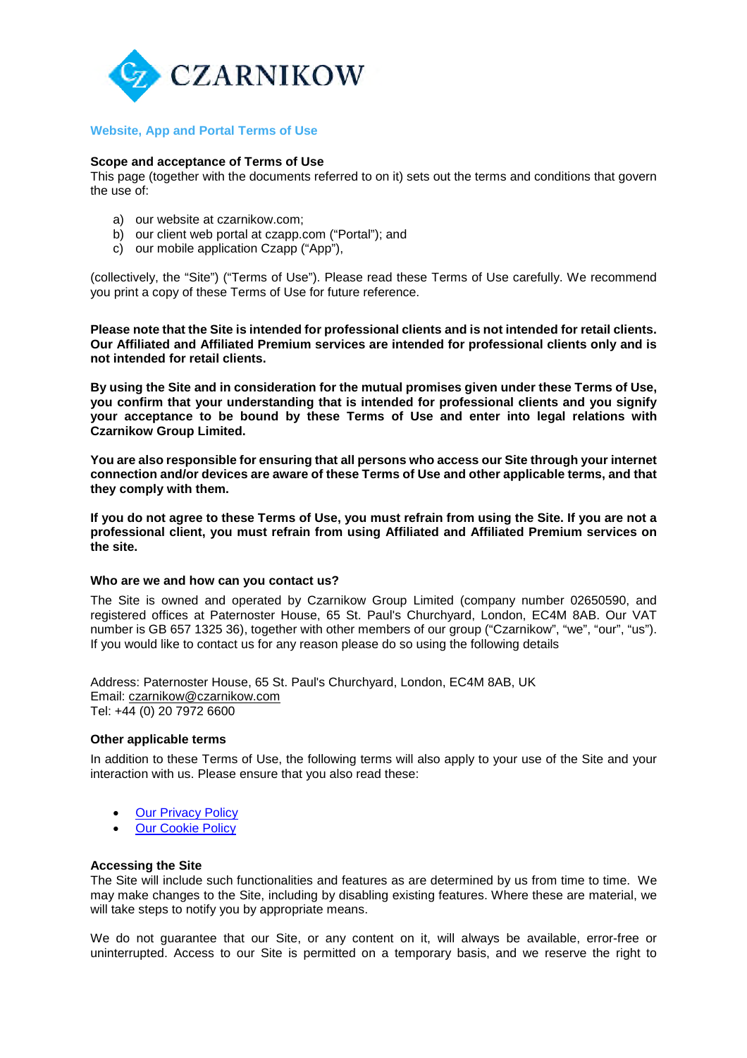CZARNIKOW

## Website, App and Portal Terms of Use

**Scope and acceptance of Terms of Use**

This page (together with the documents referred to on it) sets out the terms and conditions that govern the use of:

a) our website at czarnikow.com;
b) our client web portal at czapp.com ("Portal"); and
c) our mobile application Czapp ("App"),

(collectively, the "Site") ("Terms of Use"). Please read these Terms of Use carefully. We recommend you print a copy of these Terms of Use for future reference.

**Please note that the Site is intended for professional clients and is not intended for retail clients. Our Affiliated and Affiliated Premium services are intended for professional clients only and is not intended for retail clients.**

**By using the Site and in consideration for the mutual promises given under these Terms of Use, you confirm that your understanding that is intended for professional clients and you signify your acceptance to be bound by these Terms of Use and enter into legal relations with Czarnikow Group Limited.**

**You are also responsible for ensuring that all persons who access our Site through your internet connection and/or devices are aware of these Terms of Use and other applicable terms, and that they comply with them.**

**If you do not agree to these Terms of Use, you must refrain from using the Site. If you are not a professional client, you must refrain from using Affiliated and Affiliated Premium services on the site.**

**Who are we and how can you contact us?**

The Site is owned and operated by Czarnikow Group Limited (company number 02650590, and registered offices at Paternoster House, 65 St. Paul's Churchyard, London, EC4M 8AB. Our VAT number is GB 657 1325 36), together with other members of our group ("Czarnikow", "we", "our", "us"). If you would like to contact us for any reason please do so using the following details

Address: Paternoster House, 65 St. Paul's Churchyard, London, EC4M 8AB, UK
Email: czarnikow@czarnikow.com
Tel: +44 (0) 20 7972 6600

**Other applicable terms**

In addition to these Terms of Use, the following terms will also apply to your use of the Site and your interaction with us. Please ensure that you also read these:

- Our Privacy Policy
- Our Cookie Policy

**Accessing the Site**

The Site will include such functionalities and features as are determined by us from time to time. We may make changes to the Site, including by disabling existing features. Where these are material, we will take steps to notify you by appropriate means.

We do not guarantee that our Site, or any content on it, will always be available, error-free or uninterrupted. Access to our Site is permitted on a temporary basis, and we reserve the right to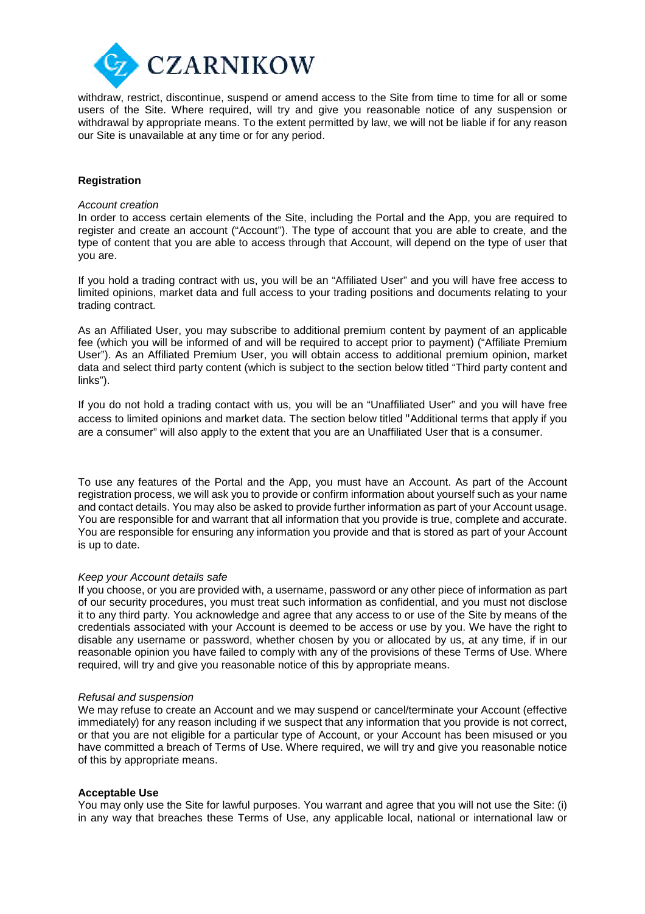withdraw, restrict, discontinue, suspend or amend access to the Site from time to time for all or some users of the Site. Where required, will try and give you reasonable notice of any suspension or withdrawal by appropriate means. To the extent permitted by law, we will not be liable if for any reason our Site is unavailable at any time or for any period.

**Registration**

*Account creation*

In order to access certain elements of the Site, including the Portal and the App, you are required to register and create an account ("Account"). The type of account that you are able to create, and the type of content that you are able to access through that Account, will depend on the type of user that you are.

If you hold a trading contract with us, you will be an "Affiliated User" and you will have free access to limited opinions, market data and full access to your trading positions and documents relating to your trading contract.

As an Affiliated User, you may subscribe to additional premium content by payment of an applicable fee (which you will be informed of and will be required to accept prior to payment) ("Affiliate Premium User"). As an Affiliated Premium User, you will obtain access to additional premium opinion, market data and select third party content (which is subject to the section below titled "Third party content and links").

If you do not hold a trading contact with us, you will be an "Unaffiliated User" and you will have free access to limited opinions and market data. The section below titled "Additional terms that apply if you are a consumer" will also apply to the extent that you are an Unaffiliated User that is a consumer.

To use any features of the Portal and the App, you must have an Account. As part of the Account registration process, we will ask you to provide or confirm information about yourself such as your name and contact details. You may also be asked to provide further information as part of your Account usage. You are responsible for and warrant that all information that you provide is true, complete and accurate. You are responsible for ensuring any information you provide and that is stored as part of your Account is up to date.

*Keep your Account details safe*

If you choose, or you are provided with, a username, password or any other piece of information as part of our security procedures, you must treat such information as confidential, and you must not disclose it to any third party. You acknowledge and agree that any access to or use of the Site by means of the credentials associated with your Account is deemed to be access or use by you. We have the right to disable any username or password, whether chosen by you or allocated by us, at any time, if in our reasonable opinion you have failed to comply with any of the provisions of these Terms of Use. Where required, will try and give you reasonable notice of this by appropriate means.

*Refusal and suspension*

We may refuse to create an Account and we may suspend or cancel/terminate your Account (effective immediately) for any reason including if we suspect that any information that you provide is not correct, or that you are not eligible for a particular type of Account, or your Account has been misused or you have committed a breach of Terms of Use. Where required, we will try and give you reasonable notice of this by appropriate means.

**Acceptable Use**

You may only use the Site for lawful purposes. You warrant and agree that you will not use the Site: (i) in any way that breaches these Terms of Use, any applicable local, national or international law or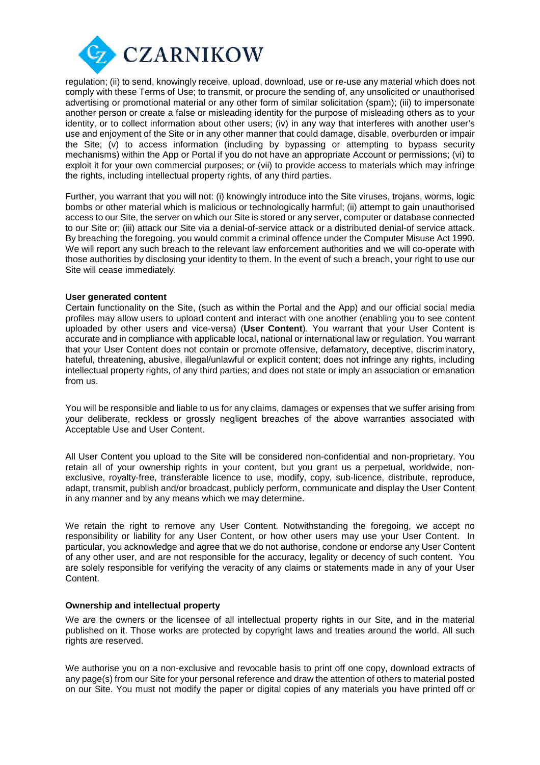regulation; (ii) to send, knowingly receive, upload, download, use or re-use any material which does not comply with these Terms of Use; to transmit, or procure the sending of, any unsolicited or unauthorised advertising or promotional material or any other form of similar solicitation (spam); (iii) to impersonate another person or create a false or misleading identity for the purpose of misleading others as to your identity, or to collect information about other users; (iv) in any way that interferes with another user's use and enjoyment of the Site or in any other manner that could damage, disable, overburden or impair the Site; (v) to access information (including by bypassing or attempting to bypass security mechanisms) within the App or Portal if you do not have an appropriate Account or permissions; (vi) to exploit it for your own commercial purposes; or (vii) to provide access to materials which may infringe the rights, including intellectual property rights, of any third parties.

Further, you warrant that you will not: (i) knowingly introduce into the Site viruses, trojans, worms, logic bombs or other material which is malicious or technologically harmful; (ii) attempt to gain unauthorised access to our Site, the server on which our Site is stored or any server, computer or database connected to our Site or; (iii) attack our Site via a denial-of-service attack or a distributed denial-of service attack. By breaching the foregoing, you would commit a criminal offence under the Computer Misuse Act 1990. We will report any such breach to the relevant law enforcement authorities and we will co-operate with those authorities by disclosing your identity to them. In the event of such a breach, your right to use our Site will cease immediately.

**User generated content**

Certain functionality on the Site, (such as within the Portal and the App) and our official social media profiles may allow users to upload content and interact with one another (enabling you to see content uploaded by other users and vice-versa) (**User Content**). You warrant that your User Content is accurate and in compliance with applicable local, national or international law or regulation. You warrant that your User Content does not contain or promote offensive, defamatory, deceptive, discriminatory, hateful, threatening, abusive, illegal/unlawful or explicit content; does not infringe any rights, including intellectual property rights, of any third parties; and does not state or imply an association or emanation from us.

You will be responsible and liable to us for any claims, damages or expenses that we suffer arising from your deliberate, reckless or grossly negligent breaches of the above warranties associated with Acceptable Use and User Content.

All User Content you upload to the Site will be considered non-confidential and non-proprietary. You retain all of your ownership rights in your content, but you grant us a perpetual, worldwide, non-exclusive, royalty-free, transferable licence to use, modify, copy, sub-licence, distribute, reproduce, adapt, transmit, publish and/or broadcast, publicly perform, communicate and display the User Content in any manner and by any means which we may determine.

We retain the right to remove any User Content. Notwithstanding the foregoing, we accept no responsibility or liability for any User Content, or how other users may use your User Content. In particular, you acknowledge and agree that we do not authorise, condone or endorse any User Content of any other user, and are not responsible for the accuracy, legality or decency of such content. You are solely responsible for verifying the veracity of any claims or statements made in any of your User Content.

**Ownership and intellectual property**

We are the owners or the licensee of all intellectual property rights in our Site, and in the material published on it. Those works are protected by copyright laws and treaties around the world. All such rights are reserved.

We authorise you on a non-exclusive and revocable basis to print off one copy, download extracts of any page(s) from our Site for your personal reference and draw the attention of others to material posted on our Site. You must not modify the paper or digital copies of any materials you have printed off or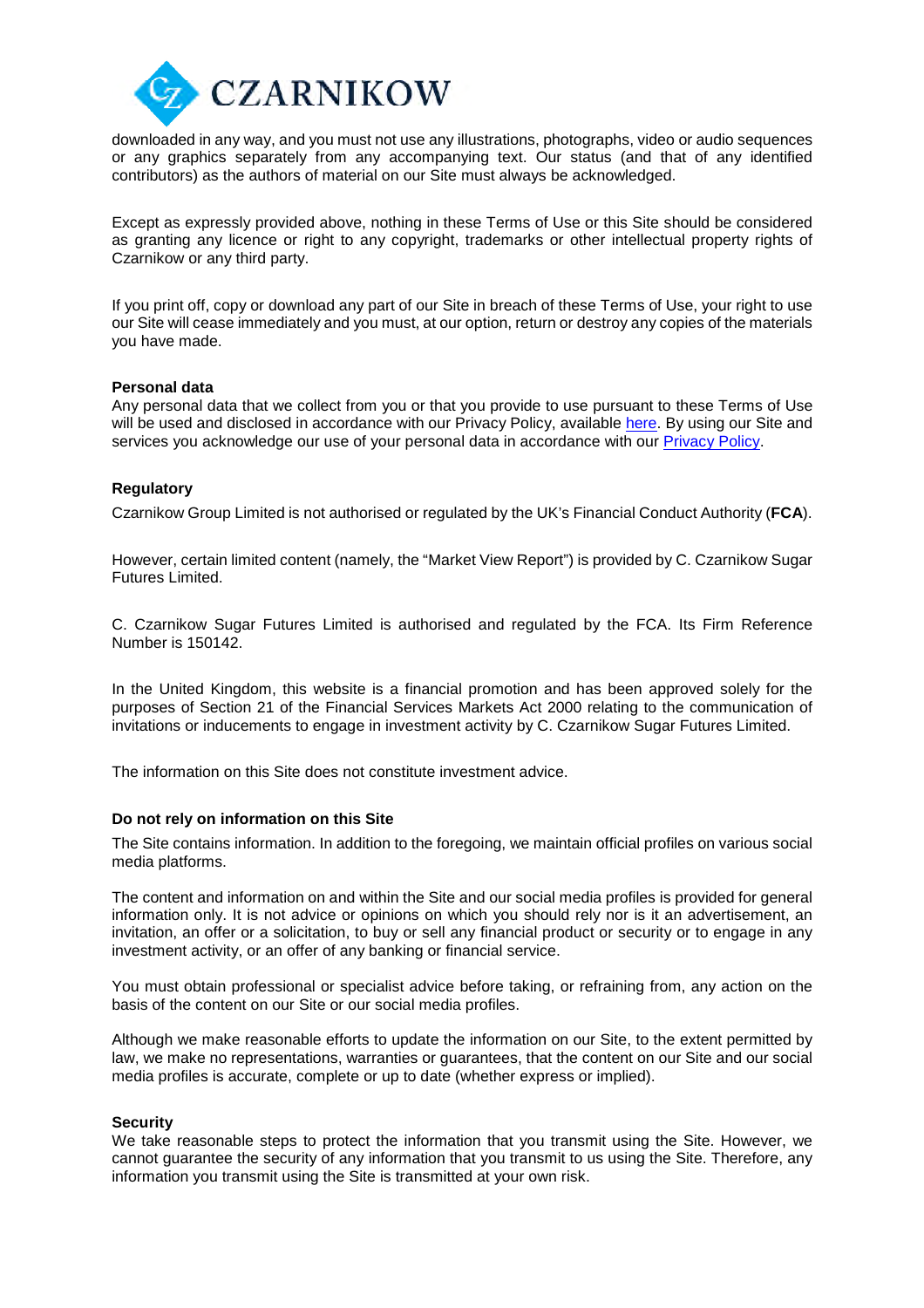downloaded in any way, and you must not use any illustrations, photographs, video or audio sequences or any graphics separately from any accompanying text. Our status (and that of any identified contributors) as the authors of material on our Site must always be acknowledged.

Except as expressly provided above, nothing in these Terms of Use or this Site should be considered as granting any licence or right to any copyright, trademarks or other intellectual property rights of Czarnikow or any third party.

If you print off, copy or download any part of our Site in breach of these Terms of Use, your right to use our Site will cease immediately and you must, at our option, return or destroy any copies of the materials you have made.

**Personal data**

Any personal data that we collect from you or that you provide to use pursuant to these Terms of Use will be used and disclosed in accordance with our Privacy Policy, available here. By using our Site and services you acknowledge our use of your personal data in accordance with our Privacy Policy.

**Regulatory**

Czarnikow Group Limited is not authorised or regulated by the UK's Financial Conduct Authority (**FCA**).

However, certain limited content (namely, the "Market View Report") is provided by C. Czarnikow Sugar Futures Limited.

C. Czarnikow Sugar Futures Limited is authorised and regulated by the FCA. Its Firm Reference Number is 150142.

In the United Kingdom, this website is a financial promotion and has been approved solely for the purposes of Section 21 of the Financial Services Markets Act 2000 relating to the communication of invitations or inducements to engage in investment activity by C. Czarnikow Sugar Futures Limited.

The information on this Site does not constitute investment advice.

**Do not rely on information on this Site**

The Site contains information. In addition to the foregoing, we maintain official profiles on various social media platforms.

The content and information on and within the Site and our social media profiles is provided for general information only. It is not advice or opinions on which you should rely nor is it an advertisement, an invitation, an offer or a solicitation, to buy or sell any financial product or security or to engage in any investment activity, or an offer of any banking or financial service.

You must obtain professional or specialist advice before taking, or refraining from, any action on the basis of the content on our Site or our social media profiles.

Although we make reasonable efforts to update the information on our Site, to the extent permitted by law, we make no representations, warranties or guarantees, that the content on our Site and our social media profiles is accurate, complete or up to date (whether express or implied).

**Security**

We take reasonable steps to protect the information that you transmit using the Site. However, we cannot guarantee the security of any information that you transmit to us using the Site. Therefore, any information you transmit using the Site is transmitted at your own risk.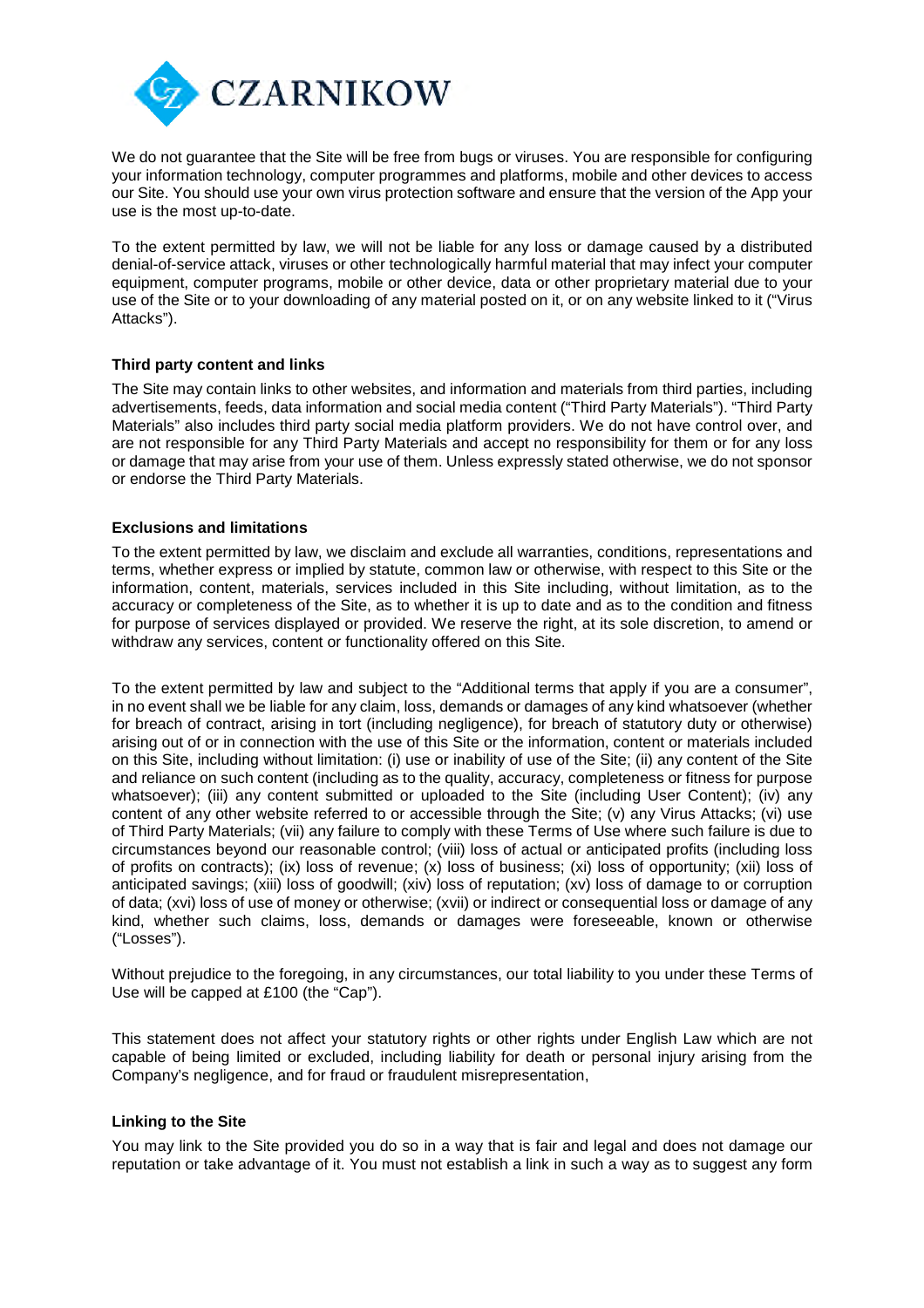We do not guarantee that the Site will be free from bugs or viruses. You are responsible for configuring your information technology, computer programmes and platforms, mobile and other devices to access our Site. You should use your own virus protection software and ensure that the version of the App your use is the most up-to-date.

To the extent permitted by law, we will not be liable for any loss or damage caused by a distributed denial-of-service attack, viruses or other technologically harmful material that may infect your computer equipment, computer programs, mobile or other device, data or other proprietary material due to your use of the Site or to your downloading of any material posted on it, or on any website linked to it ("Virus Attacks").

**Third party content and links**

The Site may contain links to other websites, and information and materials from third parties, including advertisements, feeds, data information and social media content ("Third Party Materials"). "Third Party Materials" also includes third party social media platform providers. We do not have control over, and are not responsible for any Third Party Materials and accept no responsibility for them or for any loss or damage that may arise from your use of them. Unless expressly stated otherwise, we do not sponsor or endorse the Third Party Materials.

**Exclusions and limitations**

To the extent permitted by law, we disclaim and exclude all warranties, conditions, representations and terms, whether express or implied by statute, common law or otherwise, with respect to this Site or the information, content, materials, services included in this Site including, without limitation, as to the accuracy or completeness of the Site, as to whether it is up to date and as to the condition and fitness for purpose of services displayed or provided. We reserve the right, at its sole discretion, to amend or withdraw any services, content or functionality offered on this Site.

To the extent permitted by law and subject to the "Additional terms that apply if you are a consumer", in no event shall we be liable for any claim, loss, demands or damages of any kind whatsoever (whether for breach of contract, arising in tort (including negligence), for breach of statutory duty or otherwise) arising out of or in connection with the use of this Site or the information, content or materials included on this Site, including without limitation: (i) use or inability of use of the Site; (ii) any content of the Site and reliance on such content (including as to the quality, accuracy, completeness or fitness for purpose whatsoever); (iii) any content submitted or uploaded to the Site (including User Content); (iv) any content of any other website referred to or accessible through the Site; (v) any Virus Attacks; (vi) use of Third Party Materials; (vii) any failure to comply with these Terms of Use where such failure is due to circumstances beyond our reasonable control; (viii) loss of actual or anticipated profits (including loss of profits on contracts); (ix) loss of revenue; (x) loss of business; (xi) loss of opportunity; (xii) loss of anticipated savings; (xiii) loss of goodwill; (xiv) loss of reputation; (xv) loss of damage to or corruption of data; (xvi) loss of use of money or otherwise; (xvii) or indirect or consequential loss or damage of any kind, whether such claims, loss, demands or damages were foreseeable, known or otherwise ("Losses").

Without prejudice to the foregoing, in any circumstances, our total liability to you under these Terms of Use will be capped at £100 (the "Cap").

This statement does not affect your statutory rights or other rights under English Law which are not capable of being limited or excluded, including liability for death or personal injury arising from the Company's negligence, and for fraud or fraudulent misrepresentation,

**Linking to the Site**

You may link to the Site provided you do so in a way that is fair and legal and does not damage our reputation or take advantage of it. You must not establish a link in such a way as to suggest any form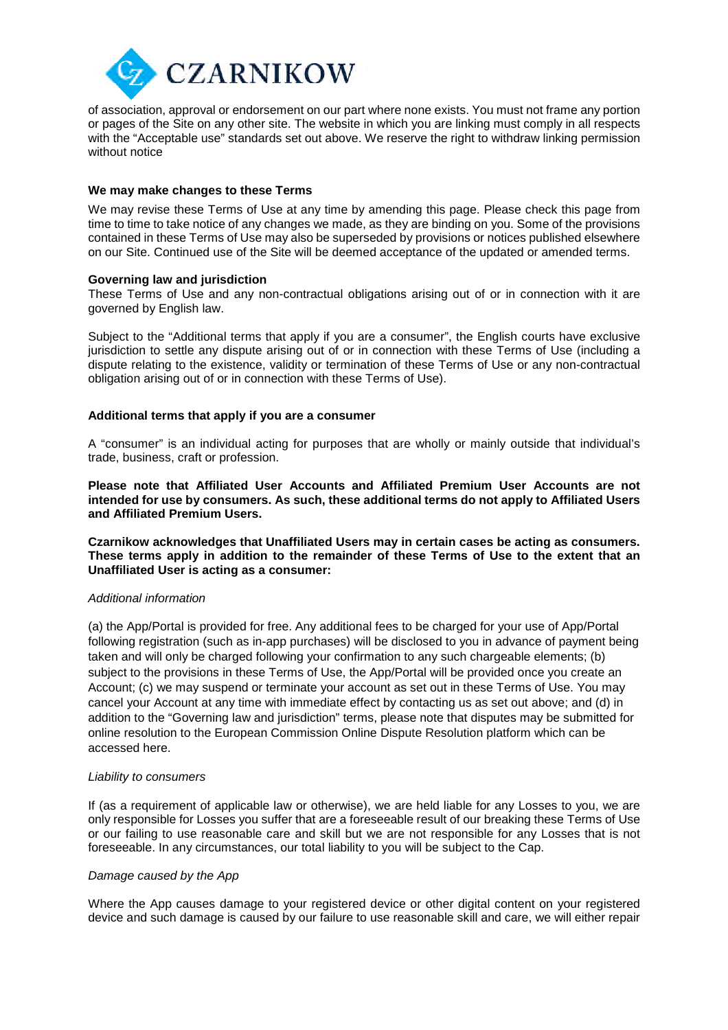of association, approval or endorsement on our part where none exists. You must not frame any portion or pages of the Site on any other site. The website in which you are linking must comply in all respects with the "Acceptable use" standards set out above. We reserve the right to withdraw linking permission without notice

**We may make changes to these Terms**

We may revise these Terms of Use at any time by amending this page. Please check this page from time to time to take notice of any changes we made, as they are binding on you. Some of the provisions contained in these Terms of Use may also be superseded by provisions or notices published elsewhere on our Site. Continued use of the Site will be deemed acceptance of the updated or amended terms.

**Governing law and jurisdiction**

These Terms of Use and any non-contractual obligations arising out of or in connection with it are governed by English law.

Subject to the "Additional terms that apply if you are a consumer", the English courts have exclusive jurisdiction to settle any dispute arising out of or in connection with these Terms of Use (including a dispute relating to the existence, validity or termination of these Terms of Use or any non-contractual obligation arising out of or in connection with these Terms of Use).

**Additional terms that apply if you are a consumer**

A "consumer" is an individual acting for purposes that are wholly or mainly outside that individual's trade, business, craft or profession.

**Please note that Affiliated User Accounts and Affiliated Premium User Accounts are not intended for use by consumers. As such, these additional terms do not apply to Affiliated Users and Affiliated Premium Users.**

**Czarnikow acknowledges that Unaffiliated Users may in certain cases be acting as consumers. These terms apply in addition to the remainder of these Terms of Use to the extent that an Unaffiliated User is acting as a consumer:**

*Additional information*

(a) the App/Portal is provided for free. Any additional fees to be charged for your use of App/Portal following registration (such as in-app purchases) will be disclosed to you in advance of payment being taken and will only be charged following your confirmation to any such chargeable elements; (b) subject to the provisions in these Terms of Use, the App/Portal will be provided once you create an Account; (c) we may suspend or terminate your account as set out in these Terms of Use. You may cancel your Account at any time with immediate effect by contacting us as set out above; and (d) in addition to the "Governing law and jurisdiction" terms, please note that disputes may be submitted for online resolution to the European Commission Online Dispute Resolution platform which can be accessed here.

*Liability to consumers*

If (as a requirement of applicable law or otherwise), we are held liable for any Losses to you, we are only responsible for Losses you suffer that are a foreseeable result of our breaking these Terms of Use or our failing to use reasonable care and skill but we are not responsible for any Losses that is not foreseeable. In any circumstances, our total liability to you will be subject to the Cap.

*Damage caused by the App*

Where the App causes damage to your registered device or other digital content on your registered device and such damage is caused by our failure to use reasonable skill and care, we will either repair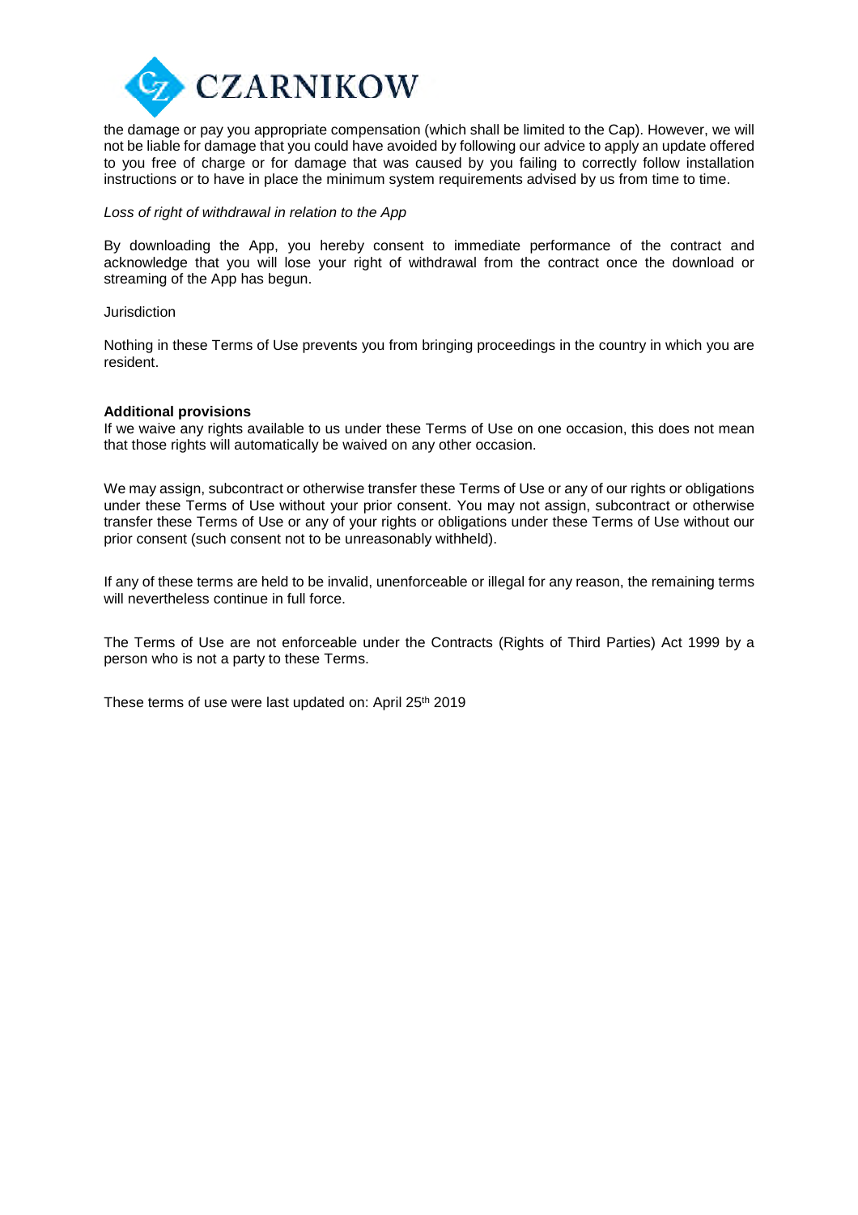the damage or pay you appropriate compensation (which shall be limited to the Cap). However, we will not be liable for damage that you could have avoided by following our advice to apply an update offered to you free of charge or for damage that was caused by you failing to correctly follow installation instructions or to have in place the minimum system requirements advised by us from time to time.

*Loss of right of withdrawal in relation to the App*

By downloading the App, you hereby consent to immediate performance of the contract and acknowledge that you will lose your right of withdrawal from the contract once the download or streaming of the App has begun.

Jurisdiction

Nothing in these Terms of Use prevents you from bringing proceedings in the country in which you are resident.

**Additional provisions**

If we waive any rights available to us under these Terms of Use on one occasion, this does not mean that those rights will automatically be waived on any other occasion.

We may assign, subcontract or otherwise transfer these Terms of Use or any of our rights or obligations under these Terms of Use without your prior consent. You may not assign, subcontract or otherwise transfer these Terms of Use or any of your rights or obligations under these Terms of Use without our prior consent (such consent not to be unreasonably withheld).

If any of these terms are held to be invalid, unenforceable or illegal for any reason, the remaining terms will nevertheless continue in full force.

The Terms of Use are not enforceable under the Contracts (Rights of Third Parties) Act 1999 by a person who is not a party to these Terms.

These terms of use were last updated on: April 25th 2019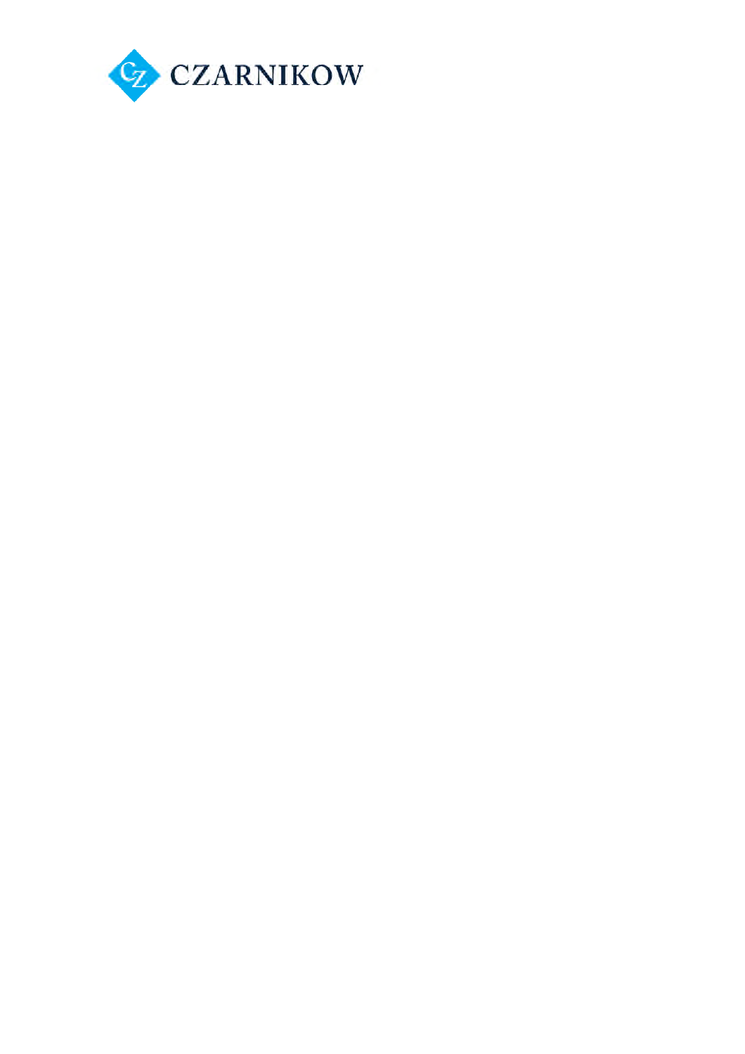CZARNIKOW